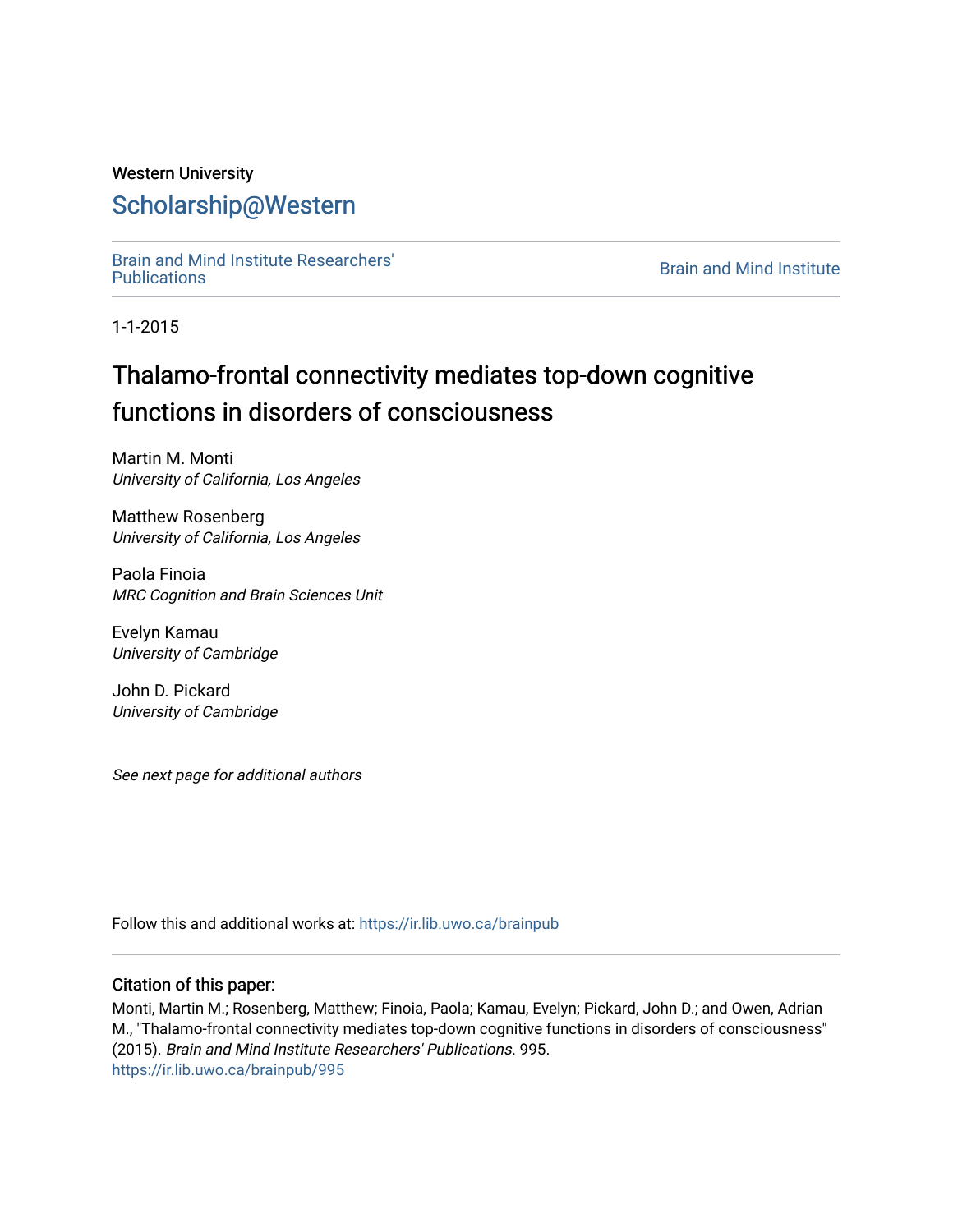Western University

# Scholarship@Western

Brain and Mind Institute Researchers' Publications

Brain and Mind Institute

1-1-2015

## Thalamo-frontal connectivity mediates top-down cognitive functions in disorders of consciousness

Martin M. Monti
*University of California, Los Angeles*

Matthew Rosenberg
*University of California, Los Angeles*

Paola Finoia
*MRC Cognition and Brain Sciences Unit*

Evelyn Kamau
*University of Cambridge*

John D. Pickard
*University of Cambridge*

*See next page for additional authors*

Follow this and additional works at: https://ir.lib.uwo.ca/brainpub

### Citation of this paper:

Monti, Martin M.; Rosenberg, Matthew; Finoia, Paola; Kamau, Evelyn; Pickard, John D.; and Owen, Adrian M., "Thalamo-frontal connectivity mediates top-down cognitive functions in disorders of consciousness" (2015). *Brain and Mind Institute Researchers' Publications*. 995.
https://ir.lib.uwo.ca/brainpub/995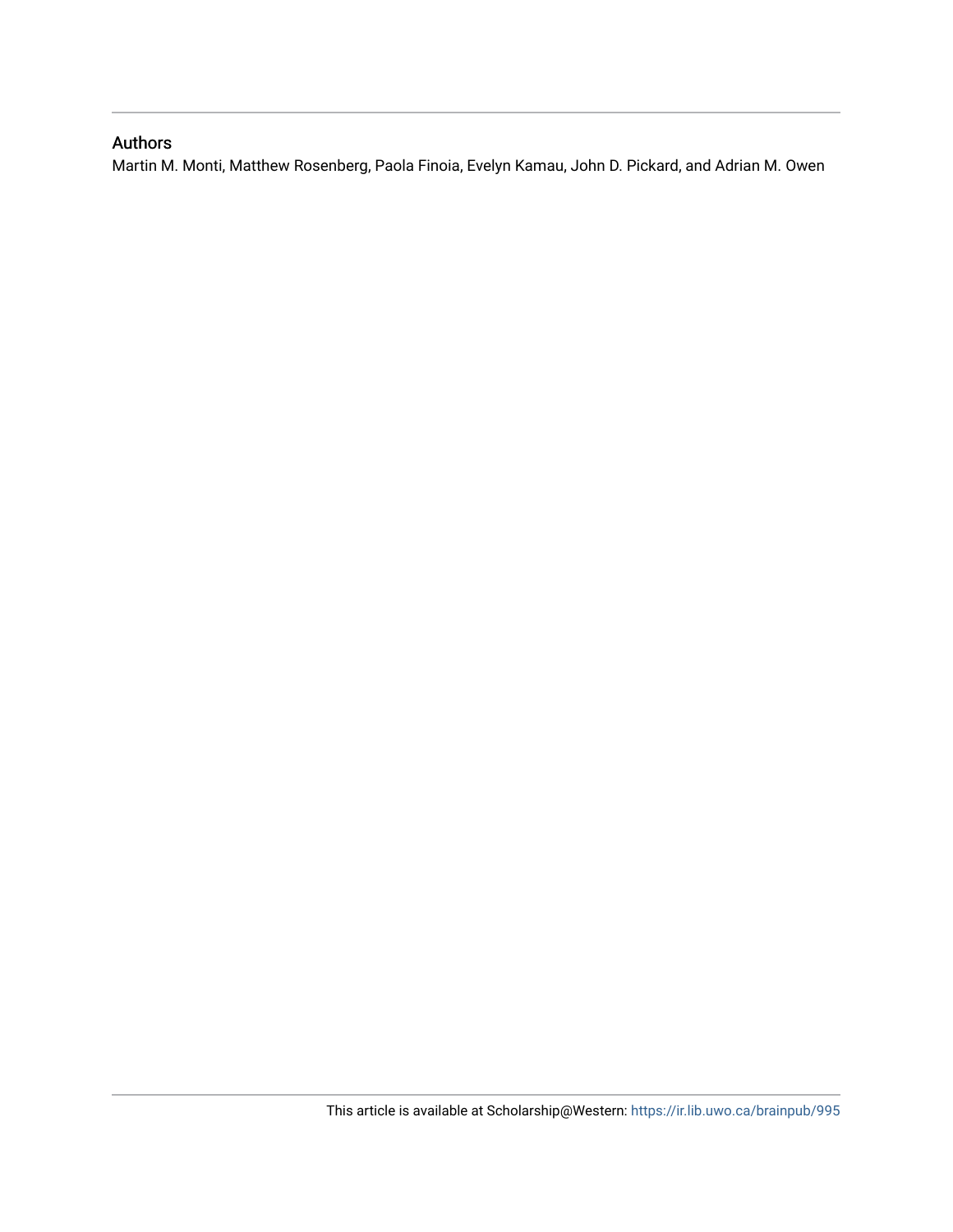## Authors

Martin M. Monti, Matthew Rosenberg, Paola Finoia, Evelyn Kamau, John D. Pickard, and Adrian M. Owen

This article is available at Scholarship@Western: https://ir.lib.uwo.ca/brainpub/995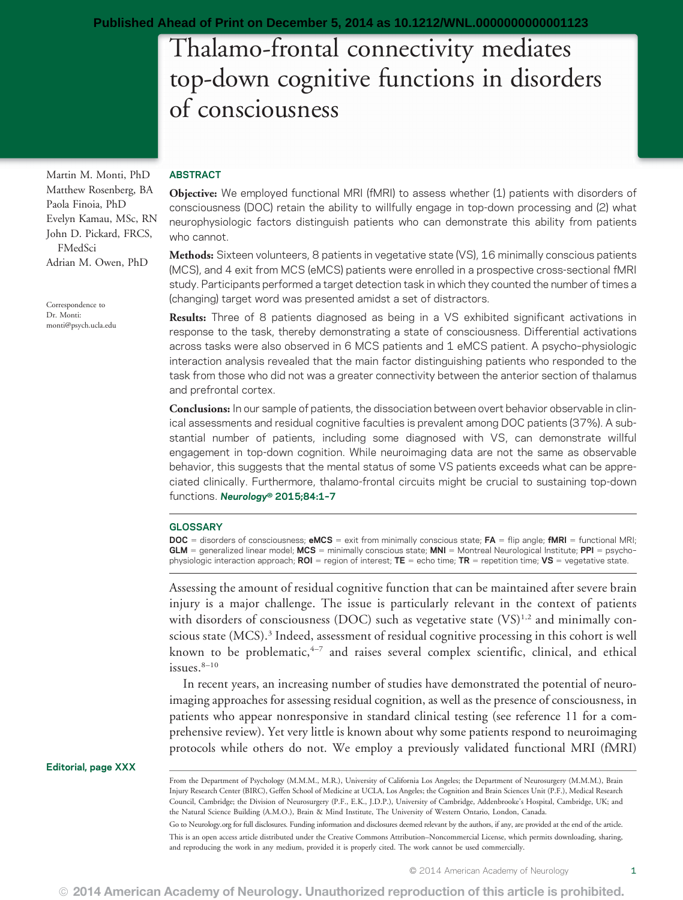# Thalamo-frontal connectivity mediates top-down cognitive functions in disorders of consciousness

Martin M. Monti, PhD
Matthew Rosenberg, BA
Paola Finoia, PhD
Evelyn Kamau, MSc, RN
John D. Pickard, FRCS, FMedSci
Adrian M. Owen, PhD

Correspondence to Dr. Monti: monti@psych.ucla.edu

## ABSTRACT

**Objective:** We employed functional MRI (fMRI) to assess whether (1) patients with disorders of consciousness (DOC) retain the ability to willfully engage in top-down processing and (2) what neurophysiologic factors distinguish patients who can demonstrate this ability from patients who cannot.

**Methods:** Sixteen volunteers, 8 patients in vegetative state (VS), 16 minimally conscious patients (MCS), and 4 exit from MCS (eMCS) patients were enrolled in a prospective cross-sectional fMRI study. Participants performed a target detection task in which they counted the number of times a (changing) target word was presented amidst a set of distractors.

**Results:** Three of 8 patients diagnosed as being in a VS exhibited significant activations in response to the task, thereby demonstrating a state of consciousness. Differential activations across tasks were also observed in 6 MCS patients and 1 eMCS patient. A psycho-physiologic interaction analysis revealed that the main factor distinguishing patients who responded to the task from those who did not was a greater connectivity between the anterior section of thalamus and prefrontal cortex.

**Conclusions:** In our sample of patients, the dissociation between overt behavior observable in clinical assessments and residual cognitive faculties is prevalent among DOC patients (37%). A substantial number of patients, including some diagnosed with VS, can demonstrate willful engagement in top-down cognition. While neuroimaging data are not the same as observable behavior, this suggests that the mental status of some VS patients exceeds what can be appreciated clinically. Furthermore, thalamo-frontal circuits might be crucial to sustaining top-down functions. *Neurology®* 2015;84:1–7

## GLOSSARY

**DOC** = disorders of consciousness; **eMCS** = exit from minimally conscious state; **FA** = flip angle; **fMRI** = functional MRI; **GLM** = generalized linear model; **MCS** = minimally conscious state; **MNI** = Montreal Neurological Institute; **PPI** = psycho-physiologic interaction approach; **ROI** = region of interest; **TE** = echo time; **TR** = repetition time; **VS** = vegetative state.

Assessing the amount of residual cognitive function that can be maintained after severe brain injury is a major challenge. The issue is particularly relevant in the context of patients with disorders of consciousness (DOC) such as vegetative state (VS)[1,2] and minimally conscious state (MCS).[3] Indeed, assessment of residual cognitive processing in this cohort is well known to be problematic,[4–7] and raises several complex scientific, clinical, and ethical issues.[8–10]

In recent years, an increasing number of studies have demonstrated the potential of neuroimaging approaches for assessing residual cognition, as well as the presence of consciousness, in patients who appear nonresponsive in standard clinical testing (see reference 11 for a comprehensive review). Yet very little is known about why some patients respond to neuroimaging protocols while others do not. We employ a previously validated functional MRI (fMRI)

Editorial, page XXX

From the Department of Psychology (M.M.M., M.R.), University of California Los Angeles; the Department of Neurosurgery (M.M.M.), Brain Injury Research Center (BIRC), Geffen School of Medicine at UCLA, Los Angeles; the Cognition and Brain Sciences Unit (P.F.), Medical Research Council, Cambridge; the Division of Neurosurgery (P.F., E.K., J.D.P.), University of Cambridge, Addenbrooke's Hospital, Cambridge, UK; and the Natural Science Building (A.M.O.), Brain & Mind Institute, The University of Western Ontario, London, Canada.

Go to Neurology.org for full disclosures. Funding information and disclosures deemed relevant by the authors, if any, are provided at the end of the article.

This is an open access article distributed under the Creative Commons Attribution–Noncommercial License, which permits downloading, sharing, and reproducing the work in any medium, provided it is properly cited. The work cannot be used commercially.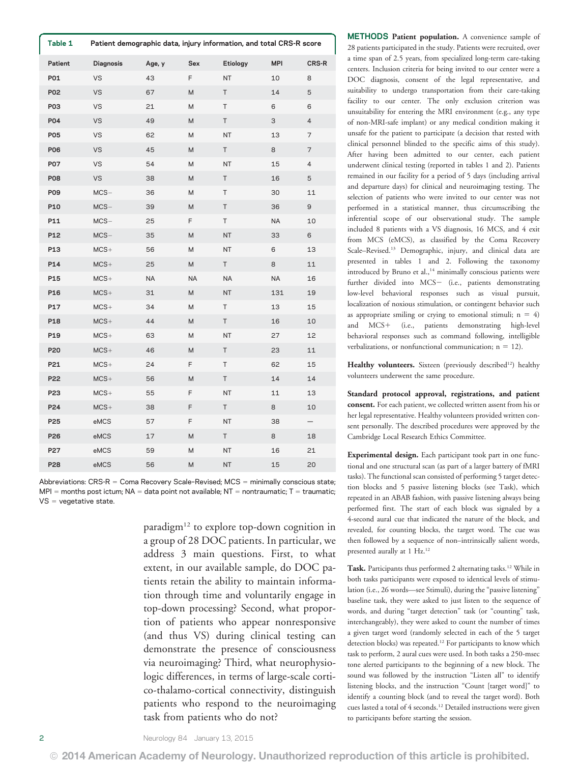**Table 1 Patient demographic data, injury information, and total CRS-R score**

| Patient | Diagnosis | Age, y | Sex | Etiology | MPI | CRS-R |
|---|---|---|---|---|---|---|
| P01 | VS | 43 | F | NT | 10 | 8 |
| P02 | VS | 67 | M | T | 14 | 5 |
| P03 | VS | 21 | M | T | 6 | 6 |
| P04 | VS | 49 | M | T | 3 | 4 |
| P05 | VS | 62 | M | NT | 13 | 7 |
| P06 | VS | 45 | M | T | 8 | 7 |
| P07 | VS | 54 | M | NT | 15 | 4 |
| P08 | VS | 38 | M | T | 16 | 5 |
| P09 | MCS− | 36 | M | T | 30 | 11 |
| P10 | MCS− | 39 | M | T | 36 | 9 |
| P11 | MCS− | 25 | F | T | NA | 10 |
| P12 | MCS− | 35 | M | NT | 33 | 6 |
| P13 | MCS+ | 56 | M | NT | 6 | 13 |
| P14 | MCS+ | 25 | M | T | 8 | 11 |
| P15 | MCS+ | NA | NA | NA | NA | 16 |
| P16 | MCS+ | 31 | M | NT | 131 | 19 |
| P17 | MCS+ | 34 | M | T | 13 | 15 |
| P18 | MCS+ | 44 | M | T | 16 | 10 |
| P19 | MCS+ | 63 | M | NT | 27 | 12 |
| P20 | MCS+ | 46 | M | T | 23 | 11 |
| P21 | MCS+ | 24 | F | T | 62 | 15 |
| P22 | MCS+ | 56 | M | T | 14 | 14 |
| P23 | MCS+ | 55 | F | NT | 11 | 13 |
| P24 | MCS+ | 38 | F | T | 8 | 10 |
| P25 | eMCS | 57 | F | NT | 38 | — |
| P26 | eMCS | 17 | M | T | 8 | 18 |
| P27 | eMCS | 59 | M | NT | 16 | 21 |
| P28 | eMCS | 56 | M | NT | 15 | 20 |

Abbreviations: CRS-R = Coma Recovery Scale-Revised; MCS = minimally conscious state; MPI = months post ictum; NA = data point not available; NT = nontraumatic; T = traumatic; VS = vegetative state.

paradigm[12] to explore top-down cognition in a group of 28 DOC patients. In particular, we address 3 main questions. First, to what extent, in our available sample, do DOC patients retain the ability to maintain information through time and voluntarily engage in top-down processing? Second, what proportion of patients who appear nonresponsive (and thus VS) during clinical testing can demonstrate the presence of consciousness via neuroimaging? Third, what neurophysiologic differences, in terms of large-scale cortico-thalamo-cortical connectivity, distinguish patients who respond to the neuroimaging task from patients who do not?

## METHODS

**Patient population.** A convenience sample of 28 patients participated in the study. Patients were recruited, over a time span of 2.5 years, from specialized long-term care-taking centers. Inclusion criteria for being invited to our center were a DOC diagnosis, consent of the legal representative, and suitability to undergo transportation from their care-taking facility to our center. The only exclusion criterion was unsuitability for entering the MRI environment (e.g., any type of non-MRI-safe implant) or any medical condition making it unsafe for the patient to participate (a decision that rested with clinical personnel blinded to the specific aims of this study). After having been admitted to our center, each patient underwent clinical testing (reported in tables 1 and 2). Patients remained in our facility for a period of 5 days (including arrival and departure days) for clinical and neuroimaging testing. The selection of patients who were invited to our center was not performed in a statistical manner, thus circumscribing the inferential scope of our observational study. The sample included 8 patients with a VS diagnosis, 16 MCS, and 4 exit from MCS (eMCS), as classified by the Coma Recovery Scale–Revised.[13] Demographic, injury, and clinical data are presented in tables 1 and 2. Following the taxonomy introduced by Bruno et al.,[14] minimally conscious patients were further divided into MCS− (i.e., patients demonstrating low-level behavioral responses such as visual pursuit, localization of noxious stimulation, or contingent behavior such as appropriate smiling or crying to emotional stimuli; n = 4) and MCS+ (i.e., patients demonstrating high-level behavioral responses such as command following, intelligible verbalizations, or nonfunctional communication; n = 12).

**Healthy volunteers.** Sixteen (previously described[12]) healthy volunteers underwent the same procedure.

**Standard protocol approval, registrations, and patient consent.** For each patient, we collected written assent from his or her legal representative. Healthy volunteers provided written consent personally. The described procedures were approved by the Cambridge Local Research Ethics Committee.

**Experimental design.** Each participant took part in one functional and one structural scan (as part of a larger battery of fMRI tasks). The functional scan consisted of performing 5 target detection blocks and 5 passive listening blocks (see Task), which repeated in an ABAB fashion, with passive listening always being performed first. The start of each block was signaled by a 4-second aural cue that indicated the nature of the block, and revealed, for counting blocks, the target word. The cue was then followed by a sequence of non–intrinsically salient words, presented aurally at 1 Hz.[12]

**Task.** Participants thus performed 2 alternating tasks.[12] While in both tasks participants were exposed to identical levels of stimulation (i.e., 26 words—see Stimuli), during the "passive listening" baseline task, they were asked to just listen to the sequence of words, and during "target detection" task (or "counting" task, interchangeably), they were asked to count the number of times a given target word (randomly selected in each of the 5 target detection blocks) was repeated.[12] For participants to know which task to perform, 2 aural cues were used. In both tasks a 250-msec tone alerted participants to the beginning of a new block. The sound was followed by the instruction "Listen all" to identify listening blocks, and the instruction "Count [target word]" to identify a counting block (and to reveal the target word). Both cues lasted a total of 4 seconds.[12] Detailed instructions were given to participants before starting the session.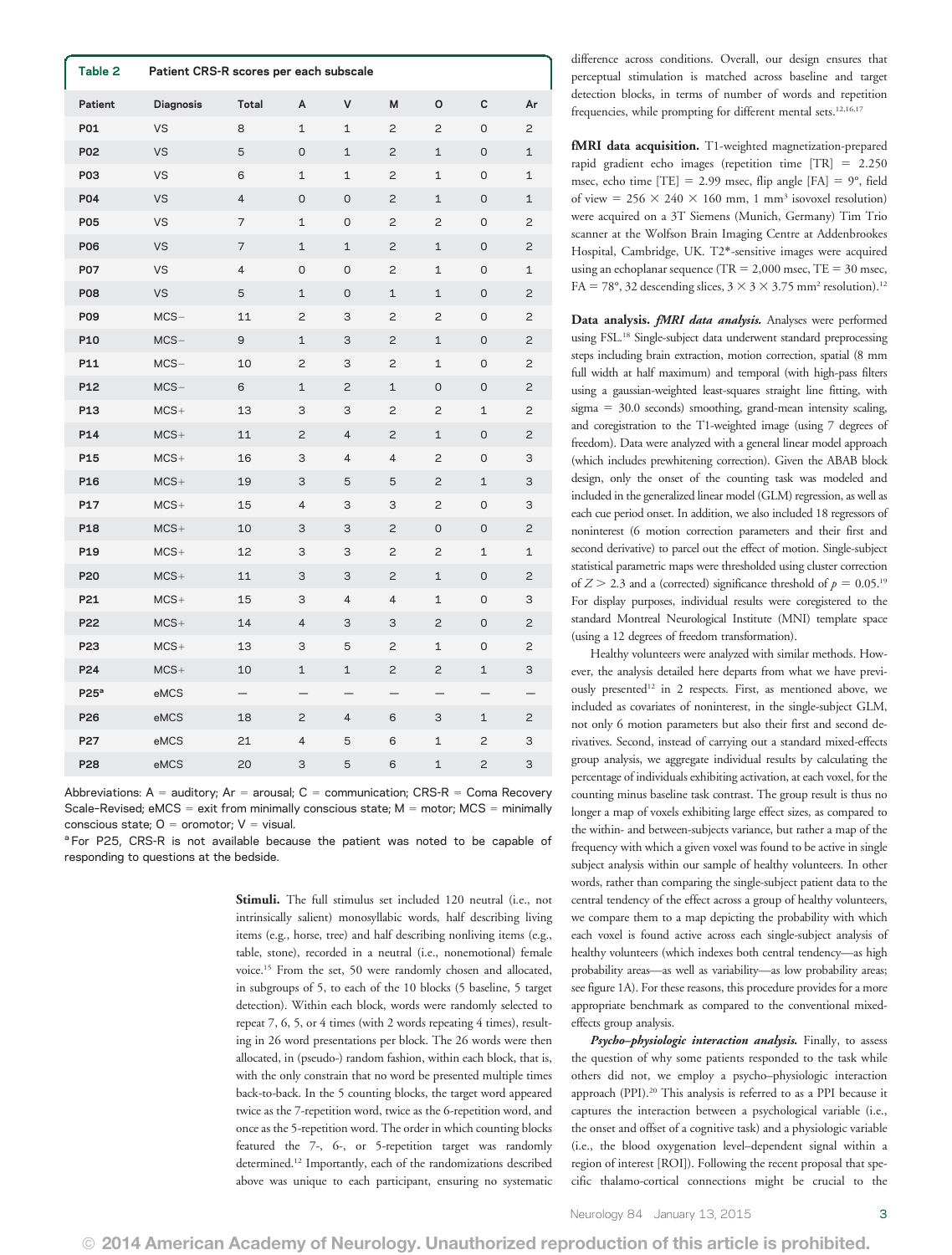**Table 2 Patient CRS-R scores per each subscale**

| Patient | Diagnosis | Total | A | V | M | O | C | Ar |
|---|---|---|---|---|---|---|---|---|
| P01 | VS | 8 | 1 | 1 | 2 | 2 | 0 | 2 |
| P02 | VS | 5 | 0 | 1 | 2 | 1 | 0 | 1 |
| P03 | VS | 6 | 1 | 1 | 2 | 1 | 0 | 1 |
| P04 | VS | 4 | 0 | 0 | 2 | 1 | 0 | 1 |
| P05 | VS | 7 | 1 | 0 | 2 | 2 | 0 | 2 |
| P06 | VS | 7 | 1 | 1 | 2 | 1 | 0 | 2 |
| P07 | VS | 4 | 0 | 0 | 2 | 1 | 0 | 1 |
| P08 | VS | 5 | 1 | 0 | 1 | 1 | 0 | 2 |
| P09 | MCS− | 11 | 2 | 3 | 2 | 2 | 0 | 2 |
| P10 | MCS− | 9 | 1 | 3 | 2 | 1 | 0 | 2 |
| P11 | MCS− | 10 | 2 | 3 | 2 | 1 | 0 | 2 |
| P12 | MCS− | 6 | 1 | 2 | 1 | 0 | 0 | 2 |
| P13 | MCS+ | 13 | 3 | 3 | 2 | 2 | 1 | 2 |
| P14 | MCS+ | 11 | 2 | 4 | 2 | 1 | 0 | 2 |
| P15 | MCS+ | 16 | 3 | 4 | 4 | 2 | 0 | 3 |
| P16 | MCS+ | 19 | 3 | 5 | 5 | 2 | 1 | 3 |
| P17 | MCS+ | 15 | 4 | 3 | 3 | 2 | 0 | 3 |
| P18 | MCS+ | 10 | 3 | 3 | 2 | 0 | 0 | 2 |
| P19 | MCS+ | 12 | 3 | 3 | 2 | 2 | 1 | 1 |
| P20 | MCS+ | 11 | 3 | 3 | 2 | 1 | 0 | 2 |
| P21 | MCS+ | 15 | 3 | 4 | 4 | 1 | 0 | 3 |
| P22 | MCS+ | 14 | 4 | 3 | 3 | 2 | 0 | 2 |
| P23 | MCS+ | 13 | 3 | 5 | 2 | 1 | 0 | 2 |
| P24 | MCS+ | 10 | 1 | 1 | 2 | 2 | 1 | 3 |
| P25[a] | eMCS | — | — | — | — | — | — | — |
| P26 | eMCS | 18 | 2 | 4 | 6 | 3 | 1 | 2 |
| P27 | eMCS | 21 | 4 | 5 | 6 | 1 | 2 | 3 |
| P28 | eMCS | 20 | 3 | 5 | 6 | 1 | 2 | 3 |

Abbreviations: A = auditory; Ar = arousal; C = communication; CRS-R = Coma Recovery Scale–Revised; eMCS = exit from minimally conscious state; M = motor; MCS = minimally conscious state; O = oromotor; V = visual.
[a] For P25, CRS-R is not available because the patient was noted to be capable of responding to questions at the bedside.

**Stimuli.** The full stimulus set included 120 neutral (i.e., not intrinsically salient) monosyllabic words, half describing living items (e.g., horse, tree) and half describing nonliving items (e.g., table, stone), recorded in a neutral (i.e., nonemotional) female voice.[15] From the set, 50 were randomly chosen and allocated, in subgroups of 5, to each of the 10 blocks (5 baseline, 5 target detection). Within each block, words were randomly selected to repeat 7, 6, 5, or 4 times (with 2 words repeating 4 times), resulting in 26 word presentations per block. The 26 words were then allocated, in (pseudo-) random fashion, within each block, that is, with the only constrain that no word be presented multiple times back-to-back. In the 5 counting blocks, the target word appeared twice as the 7-repetition word, twice as the 6-repetition word, and once as the 5-repetition word. The order in which counting blocks featured the 7-, 6-, or 5-repetition target was randomly determined.[12] Importantly, each of the randomizations described above was unique to each participant, ensuring no systematic difference across conditions. Overall, our design ensures that perceptual stimulation is matched across baseline and target detection blocks, in terms of number of words and repetition frequencies, while prompting for different mental sets.[12,16,17]

**fMRI data acquisition.** T1-weighted magnetization-prepared rapid gradient echo images (repetition time [TR] = 2.250 msec, echo time [TE] = 2.99 msec, flip angle [FA] = 9°, field of view = 256 × 240 × 160 mm, 1 mm$^3$ isovoxel resolution) were acquired on a 3T Siemens (Munich, Germany) Tim Trio scanner at the Wolfson Brain Imaging Centre at Addenbrookes Hospital, Cambridge, UK. T2*-sensitive images were acquired using an echoplanar sequence (TR = 2,000 msec, TE = 30 msec, FA = 78°, 32 descending slices, 3 × 3 × 3.75 mm$^3$ resolution).[12]

**Data analysis.** ***fMRI data analysis.*** Analyses were performed using FSL.[18] Single-subject data underwent standard preprocessing steps including brain extraction, motion correction, spatial (8 mm full width at half maximum) and temporal (with high-pass filters using a gaussian-weighted least-squares straight line fitting, with sigma = 30.0 seconds) smoothing, grand-mean intensity scaling, and coregistration to the T1-weighted image (using 7 degrees of freedom). Data were analyzed with a general linear model approach (which includes prewhitening correction). Given the ABAB block design, only the onset of the counting task was modeled and included in the generalized linear model (GLM) regression, as well as each cue period onset. In addition, we also included 18 regressors of noninterest (6 motion correction parameters and their first and second derivative) to parcel out the effect of motion. Single-subject statistical parametric maps were thresholded using cluster correction of $Z > 2.3$ and a (corrected) significance threshold of $p = 0.05$.[19] For display purposes, individual results were coregistered to the standard Montreal Neurological Institute (MNI) template space (using a 12 degrees of freedom transformation).

Healthy volunteers were analyzed with similar methods. However, the analysis detailed here departs from what we have previously presented[12] in 2 respects. First, as mentioned above, we included as covariates of noninterest, in the single-subject GLM, not only 6 motion parameters but also their first and second derivatives. Second, instead of carrying out a standard mixed-effects group analysis, we aggregate individual results by calculating the percentage of individuals exhibiting activation, at each voxel, for the counting minus baseline task contrast. The group result is thus no longer a map of voxels exhibiting large effect sizes, as compared to the within- and between-subjects variance, but rather a map of the frequency with which a given voxel was found to be active in single subject analysis within our sample of healthy volunteers. In other words, rather than comparing the single-subject patient data to the central tendency of the effect across a group of healthy volunteers, we compare them to a map depicting the probability with which each voxel is found active across each single-subject analysis of healthy volunteers (which indexes both central tendency—as high probability areas—as well as variability—as low probability areas; see figure 1A). For these reasons, this procedure provides for a more appropriate benchmark as compared to the conventional mixed-effects group analysis.

***Psycho–physiologic interaction analysis.*** Finally, to assess the question of why some patients responded to the task while others did not, we employ a psycho–physiologic interaction approach (PPI).[20] This analysis is referred to as a PPI because it captures the interaction between a psychological variable (i.e., the onset and offset of a cognitive task) and a physiologic variable (i.e., the blood oxygenation level–dependent signal within a region of interest [ROI]). Following the recent proposal that specific thalamo-cortical connections might be crucial to the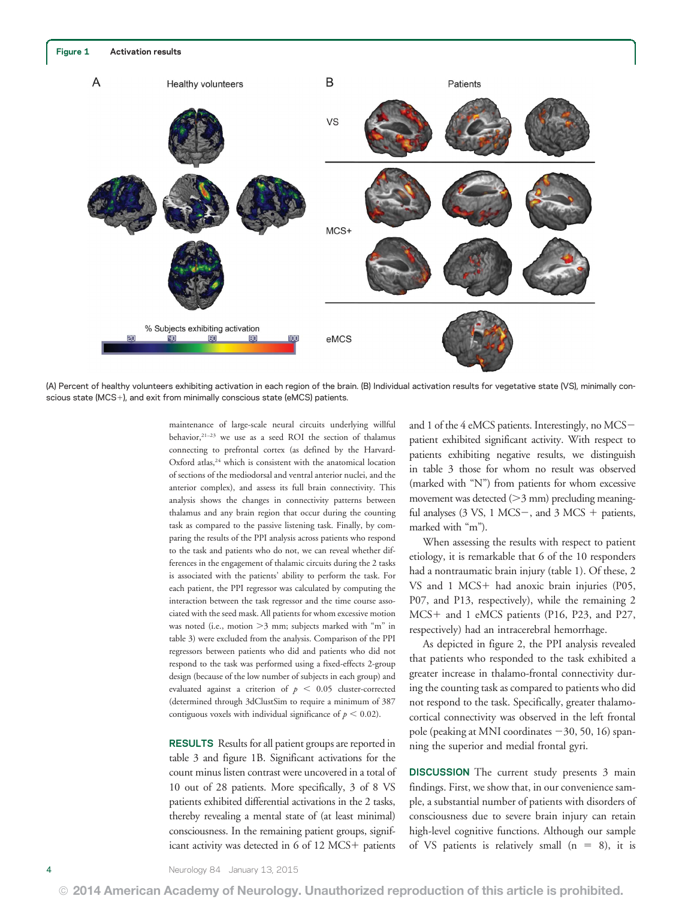**Figure 1** Activation results

(A) Percent of healthy volunteers exhibiting activation in each region of the brain. (B) Individual activation results for vegetative state (VS), minimally conscious state (MCS+), and exit from minimally conscious state (eMCS) patients.

maintenance of large-scale neural circuits underlying willful behavior,[21–23] we use as a seed ROI the section of thalamus connecting to prefrontal cortex (as defined by the Harvard-Oxford atlas,[24] which is consistent with the anatomical location of sections of the mediodorsal and ventral anterior nuclei, and the anterior complex), and assess its full brain connectivity. This analysis shows the changes in connectivity patterns between thalamus and any brain region that occur during the counting task as compared to the passive listening task. Finally, by comparing the results of the PPI analysis across patients who respond to the task and patients who do not, we can reveal whether differences in the engagement of thalamic circuits during the 2 tasks is associated with the patients' ability to perform the task. For each patient, the PPI regressor was calculated by computing the interaction between the task regressor and the time course associated with the seed mask. All patients for whom excessive motion was noted (i.e., motion >3 mm; subjects marked with "m" in table 3) were excluded from the analysis. Comparison of the PPI regressors between patients who did and patients who did not respond to the task was performed using a fixed-effects 2-group design (because of the low number of subjects in each group) and evaluated against a criterion of $p < 0.05$ cluster-corrected (determined through 3dClustSim to require a minimum of 387 contiguous voxels with individual significance of $p < 0.02$).

## RESULTS

Results for all patient groups are reported in table 3 and figure 1B. Significant activations for the count minus listen contrast were uncovered in a total of 10 out of 28 patients. More specifically, 3 of 8 VS patients exhibited differential activations in the 2 tasks, thereby revealing a mental state of (at least minimal) consciousness. In the remaining patient groups, significant activity was detected in 6 of 12 MCS+ patients and 1 of the 4 eMCS patients. Interestingly, no MCS− patient exhibited significant activity. With respect to patients exhibiting negative results, we distinguish in table 3 those for whom no result was observed (marked with "N") from patients for whom excessive movement was detected (>3 mm) precluding meaningful analyses (3 VS, 1 MCS−, and 3 MCS + patients, marked with "m").

When assessing the results with respect to patient etiology, it is remarkable that 6 of the 10 responders had a nontraumatic brain injury (table 1). Of these, 2 VS and 1 MCS+ had anoxic brain injuries (P05, P07, and P13, respectively), while the remaining 2 MCS+ and 1 eMCS patients (P16, P23, and P27, respectively) had an intracerebral hemorrhage.

As depicted in figure 2, the PPI analysis revealed that patients who responded to the task exhibited a greater increase in thalamo-frontal connectivity during the counting task as compared to patients who did not respond to the task. Specifically, greater thalamocortical connectivity was observed in the left frontal pole (peaking at MNI coordinates −30, 50, 16) spanning the superior and medial frontal gyri.

## DISCUSSION

The current study presents 3 main findings. First, we show that, in our convenience sample, a substantial number of patients with disorders of consciousness due to severe brain injury can retain high-level cognitive functions. Although our sample of VS patients is relatively small (n = 8), it is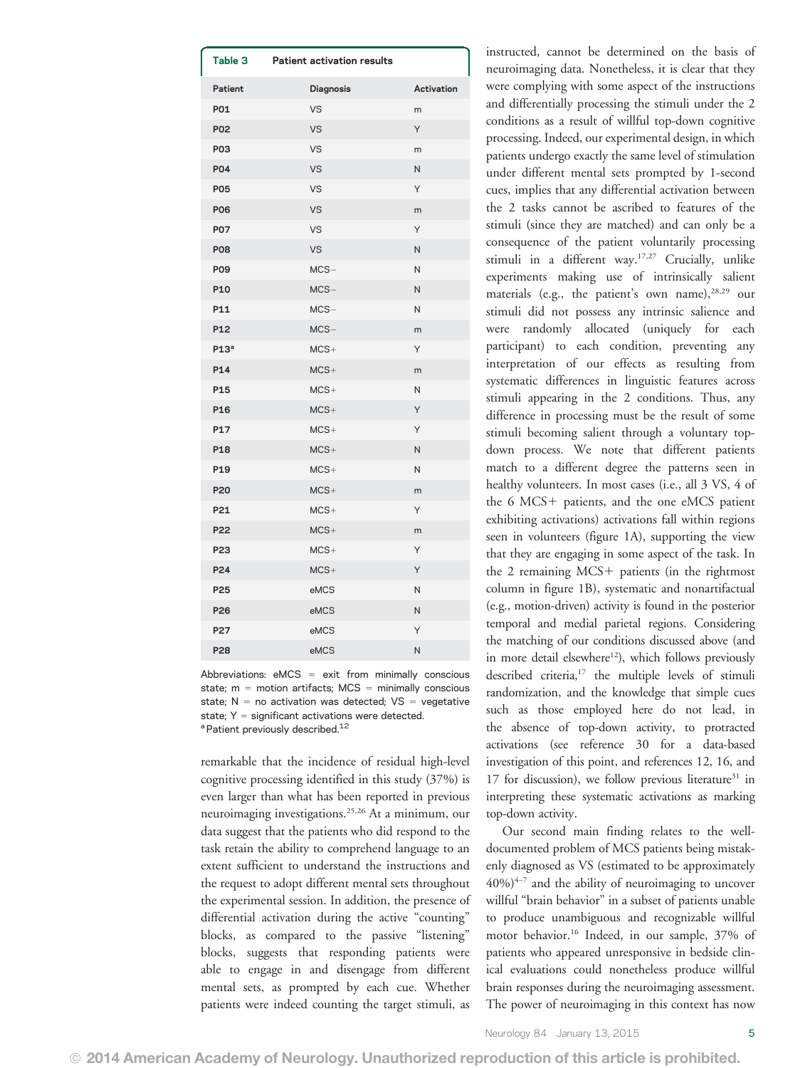**Table 3 Patient activation results**

| Patient | Diagnosis | Activation |
|---|---|---|
| P01 | VS | m |
| P02 | VS | Y |
| P03 | VS | m |
| P04 | VS | N |
| P05 | VS | Y |
| P06 | VS | m |
| P07 | VS | Y |
| P08 | VS | N |
| P09 | MCS− | N |
| P10 | MCS− | N |
| P11 | MCS− | N |
| P12 | MCS− | m |
| P13[a] | MCS+ | Y |
| P14 | MCS+ | m |
| P15 | MCS+ | N |
| P16 | MCS+ | Y |
| P17 | MCS+ | Y |
| P18 | MCS+ | N |
| P19 | MCS+ | N |
| P20 | MCS+ | m |
| P21 | MCS+ | Y |
| P22 | MCS+ | m |
| P23 | MCS+ | Y |
| P24 | MCS+ | Y |
| P25 | eMCS | N |
| P26 | eMCS | N |
| P27 | eMCS | Y |
| P28 | eMCS | N |

Abbreviations: eMCS = exit from minimally conscious state; m = motion artifacts; MCS = minimally conscious state; N = no activation was detected; VS = vegetative state; Y = significant activations were detected.
[a] Patient previously described.[12]

remarkable that the incidence of residual high-level cognitive processing identified in this study (37%) is even larger than what has been reported in previous neuroimaging investigations.[25,26] At a minimum, our data suggest that the patients who did respond to the task retain the ability to comprehend language to an extent sufficient to understand the instructions and the request to adopt different mental sets throughout the experimental session. In addition, the presence of differential activation during the active "counting" blocks, as compared to the passive "listening" blocks, suggests that responding patients were able to engage in and disengage from different mental sets, as prompted by each cue. Whether patients were indeed counting the target stimuli, as instructed, cannot be determined on the basis of neuroimaging data. Nonetheless, it is clear that they were complying with some aspect of the instructions and differentially processing the stimuli under the 2 conditions as a result of willful top-down cognitive processing. Indeed, our experimental design, in which patients undergo exactly the same level of stimulation under different mental sets prompted by 1-second cues, implies that any differential activation between the 2 tasks cannot be ascribed to features of the stimuli (since they are matched) and can only be a consequence of the patient voluntarily processing stimuli in a different way.[17,27] Crucially, unlike experiments making use of intrinsically salient materials (e.g., the patient's own name),[28,29] our stimuli did not possess any intrinsic salience and were randomly allocated (uniquely for each participant) to each condition, preventing any interpretation of our effects as resulting from systematic differences in linguistic features across stimuli appearing in the 2 conditions. Thus, any difference in processing must be the result of some stimuli becoming salient through a voluntary top-down process. We note that different patients match to a different degree the patterns seen in healthy volunteers. In most cases (i.e., all 3 VS, 4 of the 6 MCS+ patients, and the one eMCS patient exhibiting activations) activations fall within regions seen in volunteers (figure 1A), supporting the view that they are engaging in some aspect of the task. In the 2 remaining MCS+ patients (in the rightmost column in figure 1B), systematic and nonartifactual (e.g., motion-driven) activity is found in the posterior temporal and medial parietal regions. Considering the matching of our conditions discussed above (and in more detail elsewhere[12]), which follows previously described criteria,[17] the multiple levels of stimuli randomization, and the knowledge that simple cues such as those employed here do not lead, in the absence of top-down activity, to protracted activations (see reference 30 for a data-based investigation of this point, and references 12, 16, and 17 for discussion), we follow previous literature[31] in interpreting these systematic activations as marking top-down activity.

Our second main finding relates to the well-documented problem of MCS patients being mistakenly diagnosed as VS (estimated to be approximately 40%)[4–7] and the ability of neuroimaging to uncover willful "brain behavior" in a subset of patients unable to produce unambiguous and recognizable willful motor behavior.[16] Indeed, in our sample, 37% of patients who appeared unresponsive in bedside clinical evaluations could nonetheless produce willful brain responses during the neuroimaging assessment. The power of neuroimaging in this context has now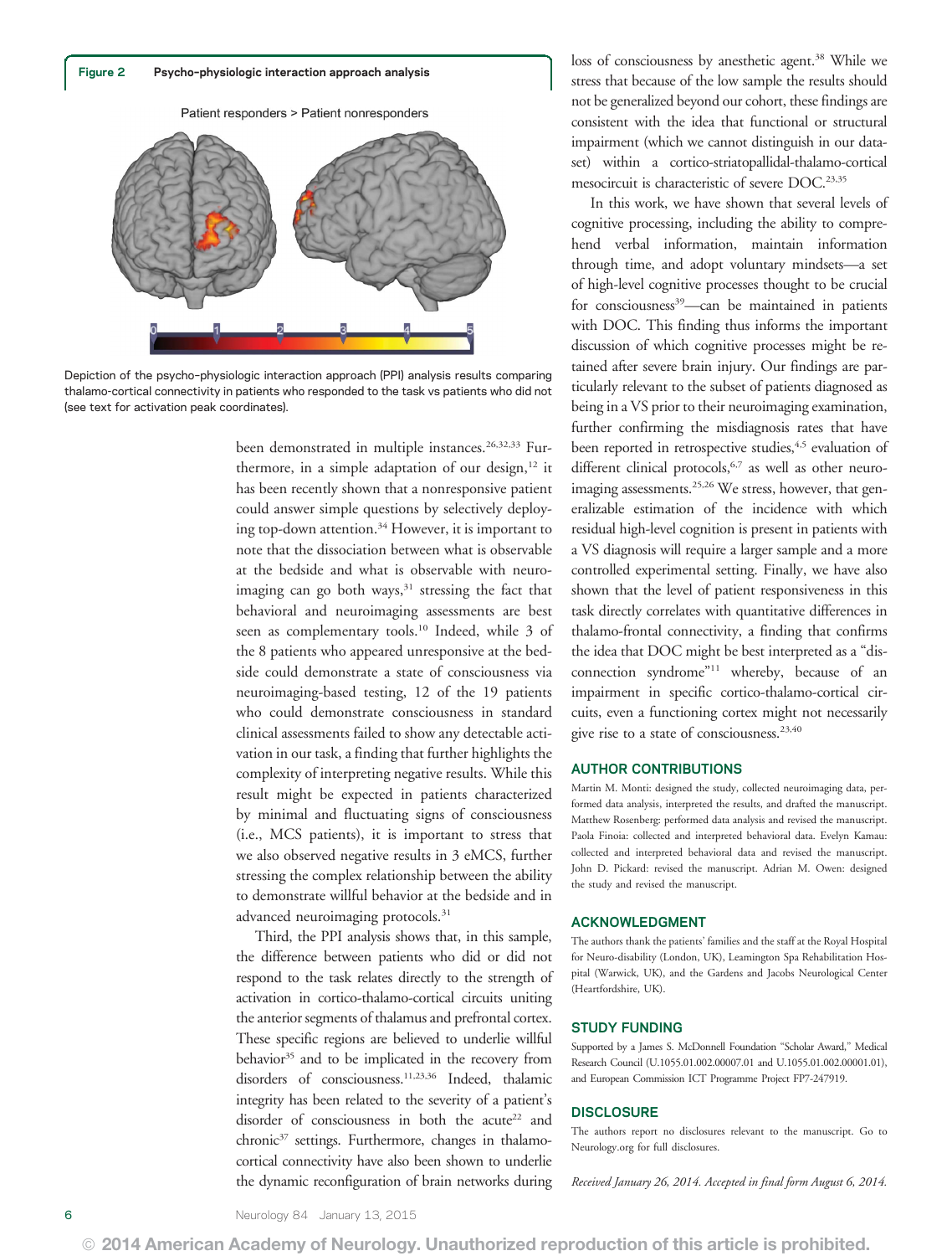**Figure 2** Psycho-physiologic interaction approach analysis

Depiction of the psycho-physiologic interaction approach (PPI) analysis results comparing thalamo-cortical connectivity in patients who responded to the task vs patients who did not (see text for activation peak coordinates).

been demonstrated in multiple instances.[26,32,33] Furthermore, in a simple adaptation of our design,[12] it has been recently shown that a nonresponsive patient could answer simple questions by selectively deploying top-down attention.[34] However, it is important to note that the dissociation between what is observable at the bedside and what is observable with neuroimaging can go both ways,[31] stressing the fact that behavioral and neuroimaging assessments are best seen as complementary tools.[10] Indeed, while 3 of the 8 patients who appeared unresponsive at the bedside could demonstrate a state of consciousness via neuroimaging-based testing, 12 of the 19 patients who could demonstrate consciousness in standard clinical assessments failed to show any detectable activation in our task, a finding that further highlights the complexity of interpreting negative results. While this result might be expected in patients characterized by minimal and fluctuating signs of consciousness (i.e., MCS patients), it is important to stress that we also observed negative results in 3 eMCS, further stressing the complex relationship between the ability to demonstrate willful behavior at the bedside and in advanced neuroimaging protocols.[31]

Third, the PPI analysis shows that, in this sample, the difference between patients who did or did not respond to the task relates directly to the strength of activation in cortico-thalamo-cortical circuits uniting the anterior segments of thalamus and prefrontal cortex. These specific regions are believed to underlie willful behavior[35] and to be implicated in the recovery from disorders of consciousness.[11,23,36] Indeed, thalamic integrity has been related to the severity of a patient's disorder of consciousness in both the acute[22] and chronic[37] settings. Furthermore, changes in thalamo-cortical connectivity have also been shown to underlie the dynamic reconfiguration of brain networks during loss of consciousness by anesthetic agent.[38] While we stress that because of the low sample the results should not be generalized beyond our cohort, these findings are consistent with the idea that functional or structural impairment (which we cannot distinguish in our dataset) within a cortico-striatopallidal-thalamo-cortical mesocircuit is characteristic of severe DOC.[23,35]

In this work, we have shown that several levels of cognitive processing, including the ability to comprehend verbal information, maintain information through time, and adopt voluntary mindsets—a set of high-level cognitive processes thought to be crucial for consciousness[39]—can be maintained in patients with DOC. This finding thus informs the important discussion of which cognitive processes might be retained after severe brain injury. Our findings are particularly relevant to the subset of patients diagnosed as being in a VS prior to their neuroimaging examination, further confirming the misdiagnosis rates that have been reported in retrospective studies,[4,5] evaluation of different clinical protocols,[6,7] as well as other neuroimaging assessments.[25,26] We stress, however, that generalizable estimation of the incidence with which residual high-level cognition is present in patients with a VS diagnosis will require a larger sample and a more controlled experimental setting. Finally, we have also shown that the level of patient responsiveness in this task directly correlates with quantitative differences in thalamo-frontal connectivity, a finding that confirms the idea that DOC might be best interpreted as a "disconnection syndrome"[11] whereby, because of an impairment in specific cortico-thalamo-cortical circuits, even a functioning cortex might not necessarily give rise to a state of consciousness.[23,40]

## AUTHOR CONTRIBUTIONS

Martin M. Monti: designed the study, collected neuroimaging data, performed data analysis, interpreted the results, and drafted the manuscript. Matthew Rosenberg: performed data analysis and revised the manuscript. Paola Finoia: collected and interpreted behavioral data. Evelyn Kamau: collected and interpreted behavioral data and revised the manuscript. John D. Pickard: revised the manuscript. Adrian M. Owen: designed the study and revised the manuscript.

## ACKNOWLEDGMENT

The authors thank the patients' families and the staff at the Royal Hospital for Neuro-disability (London, UK), Leamington Spa Rehabilitation Hospital (Warwick, UK), and the Gardens and Jacobs Neurological Center (Heartfordshire, UK).

## STUDY FUNDING

Supported by a James S. McDonnell Foundation "Scholar Award," Medical Research Council (U.1055.01.002.00007.01 and U.1055.01.002.00001.01), and European Commission ICT Programme Project FP7-247919.

## DISCLOSURE

The authors report no disclosures relevant to the manuscript. Go to Neurology.org for full disclosures.

*Received January 26, 2014. Accepted in final form August 6, 2014.*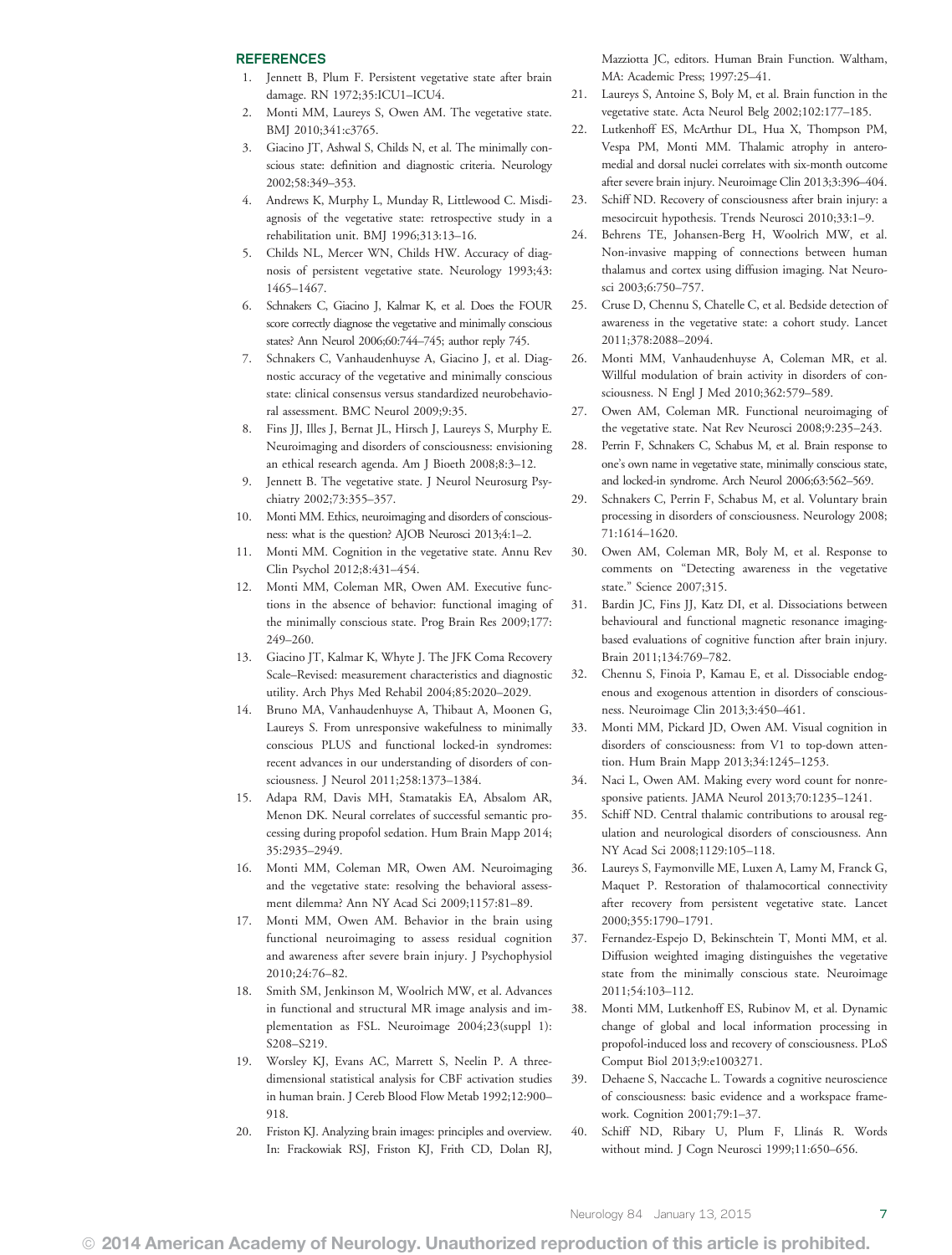## REFERENCES

1. Jennett B, Plum F. Persistent vegetative state after brain damage. RN 1972;35:ICU1–ICU4.
2. Monti MM, Laureys S, Owen AM. The vegetative state. BMJ 2010;341:c3765.
3. Giacino JT, Ashwal S, Childs N, et al. The minimally conscious state: definition and diagnostic criteria. Neurology 2002;58:349–353.
4. Andrews K, Murphy L, Munday R, Littlewood C. Misdiagnosis of the vegetative state: retrospective study in a rehabilitation unit. BMJ 1996;313:13–16.
5. Childs NL, Mercer WN, Childs HW. Accuracy of diagnosis of persistent vegetative state. Neurology 1993;43:1465–1467.
6. Schnakers C, Giacino J, Kalmar K, et al. Does the FOUR score correctly diagnose the vegetative and minimally conscious states? Ann Neurol 2006;60:744–745; author reply 745.
7. Schnakers C, Vanhaudenhuyse A, Giacino J, et al. Diagnostic accuracy of the vegetative and minimally conscious state: clinical consensus versus standardized neurobehavioral assessment. BMC Neurol 2009;9:35.
8. Fins JJ, Illes J, Bernat JL, Hirsch J, Laureys S, Murphy E. Neuroimaging and disorders of consciousness: envisioning an ethical research agenda. Am J Bioeth 2008;8:3–12.
9. Jennett B. The vegetative state. J Neurol Neurosurg Psychiatry 2002;73:355–357.
10. Monti MM. Ethics, neuroimaging and disorders of consciousness: what is the question? AJOB Neurosci 2013;4:1–2.
11. Monti MM. Cognition in the vegetative state. Annu Rev Clin Psychol 2012;8:431–454.
12. Monti MM, Coleman MR, Owen AM. Executive functions in the absence of behavior: functional imaging of the minimally conscious state. Prog Brain Res 2009;177:249–260.
13. Giacino JT, Kalmar K, Whyte J. The JFK Coma Recovery Scale–Revised: measurement characteristics and diagnostic utility. Arch Phys Med Rehabil 2004;85:2020–2029.
14. Bruno MA, Vanhaudenhuyse A, Thibaut A, Moonen G, Laureys S. From unresponsive wakefulness to minimally conscious PLUS and functional locked-in syndromes: recent advances in our understanding of disorders of consciousness. J Neurol 2011;258:1373–1384.
15. Adapa RM, Davis MH, Stamatakis EA, Absalom AR, Menon DK. Neural correlates of successful semantic processing during propofol sedation. Hum Brain Mapp 2014;35:2935–2949.
16. Monti MM, Coleman MR, Owen AM. Neuroimaging and the vegetative state: resolving the behavioral assessment dilemma? Ann NY Acad Sci 2009;1157:81–89.
17. Monti MM, Owen AM. Behavior in the brain using functional neuroimaging to assess residual cognition and awareness after severe brain injury. J Psychophysiol 2010;24:76–82.
18. Smith SM, Jenkinson M, Woolrich MW, et al. Advances in functional and structural MR image analysis and implementation as FSL. Neuroimage 2004;23(suppl 1):S208–S219.
19. Worsley KJ, Evans AC, Marrett S, Neelin P. A three-dimensional statistical analysis for CBF activation studies in human brain. J Cereb Blood Flow Metab 1992;12:900–918.
20. Friston KJ. Analyzing brain images: principles and overview. In: Frackowiak RSJ, Friston KJ, Frith CD, Dolan RJ, Mazziotta JC, editors. Human Brain Function. Waltham, MA: Academic Press; 1997:25–41.
21. Laureys S, Antoine S, Boly M, et al. Brain function in the vegetative state. Acta Neurol Belg 2002;102:177–185.
22. Lutkenhoff ES, McArthur DL, Hua X, Thompson PM, Vespa PM, Monti MM. Thalamic atrophy in anteromedial and dorsal nuclei correlates with six-month outcome after severe brain injury. Neuroimage Clin 2013;3:396–404.
23. Schiff ND. Recovery of consciousness after brain injury: a mesocircuit hypothesis. Trends Neurosci 2010;33:1–9.
24. Behrens TE, Johansen-Berg H, Woolrich MW, et al. Non-invasive mapping of connections between human thalamus and cortex using diffusion imaging. Nat Neurosci 2003;6:750–757.
25. Cruse D, Chennu S, Chatelle C, et al. Bedside detection of awareness in the vegetative state: a cohort study. Lancet 2011;378:2088–2094.
26. Monti MM, Vanhaudenhuyse A, Coleman MR, et al. Willful modulation of brain activity in disorders of consciousness. N Engl J Med 2010;362:579–589.
27. Owen AM, Coleman MR. Functional neuroimaging of the vegetative state. Nat Rev Neurosci 2008;9:235–243.
28. Perrin F, Schnakers C, Schabus M, et al. Brain response to one's own name in vegetative state, minimally conscious state, and locked-in syndrome. Arch Neurol 2006;63:562–569.
29. Schnakers C, Perrin F, Schabus M, et al. Voluntary brain processing in disorders of consciousness. Neurology 2008;71:1614–1620.
30. Owen AM, Coleman MR, Boly M, et al. Response to comments on "Detecting awareness in the vegetative state." Science 2007;315.
31. Bardin JC, Fins JJ, Katz DI, et al. Dissociations between behavioural and functional magnetic resonance imaging-based evaluations of cognitive function after brain injury. Brain 2011;134:769–782.
32. Chennu S, Finoia P, Kamau E, et al. Dissociable endogenous and exogenous attention in disorders of consciousness. Neuroimage Clin 2013;3:450–461.
33. Monti MM, Pickard JD, Owen AM. Visual cognition in disorders of consciousness: from V1 to top-down attention. Hum Brain Mapp 2013;34:1245–1253.
34. Naci L, Owen AM. Making every word count for nonresponsive patients. JAMA Neurol 2013;70:1235–1241.
35. Schiff ND. Central thalamic contributions to arousal regulation and neurological disorders of consciousness. Ann NY Acad Sci 2008;1129:105–118.
36. Laureys S, Faymonville ME, Luxen A, Lamy M, Franck G, Maquet P. Restoration of thalamocortical connectivity after recovery from persistent vegetative state. Lancet 2000;355:1790–1791.
37. Fernandez-Espejo D, Bekinschtein T, Monti MM, et al. Diffusion weighted imaging distinguishes the vegetative state from the minimally conscious state. Neuroimage 2011;54:103–112.
38. Monti MM, Lutkenhoff ES, Rubinov M, et al. Dynamic change of global and local information processing in propofol-induced loss and recovery of consciousness. PLoS Comput Biol 2013;9:e1003271.
39. Dehaene S, Naccache L. Towards a cognitive neuroscience of consciousness: basic evidence and a workspace framework. Cognition 2001;79:1–37.
40. Schiff ND, Ribary U, Plum F, Llinás R. Words without mind. J Cogn Neurosci 1999;11:650–656.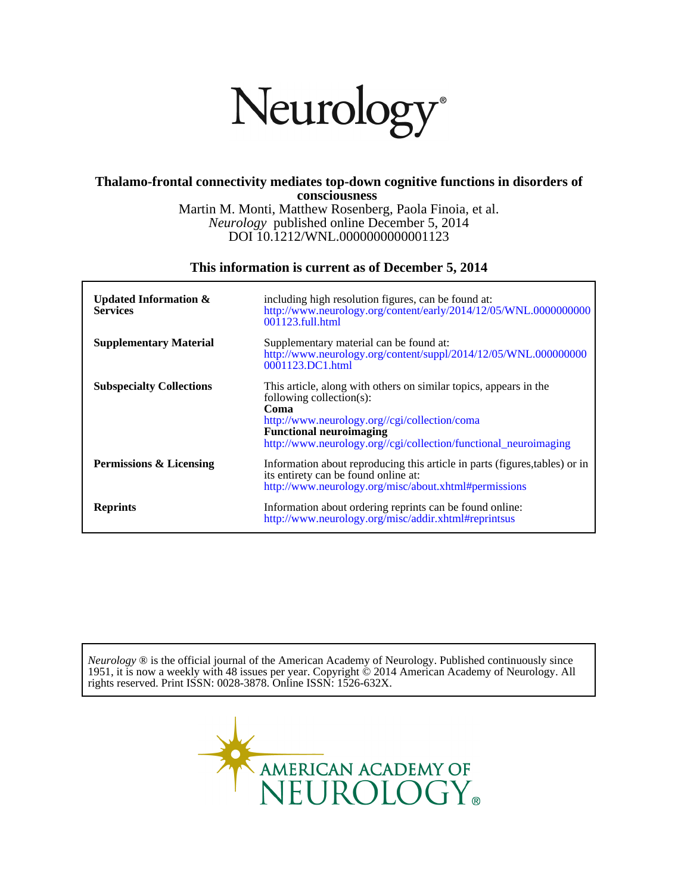# Neurology®

**Thalamo-frontal connectivity mediates top-down cognitive functions in disorders of consciousness**

Martin M. Monti, Matthew Rosenberg, Paola Finoia, et al.

*Neurology* published online December 5, 2014

DOI 10.1212/WNL.0000000000001123

**This information is current as of December 5, 2014**

| | |
|---|---|
| **Updated Information & Services** | including high resolution figures, can be found at: http://www.neurology.org/content/early/2014/12/05/WNL.0000000000001123.full.html |
| **Supplementary Material** | Supplementary material can be found at: http://www.neurology.org/content/suppl/2014/12/05/WNL.0000000000001123.DC1.html |
| **Subspecialty Collections** | This article, along with others on similar topics, appears in the following collection(s): **Coma** http://www.neurology.org//cgi/collection/coma **Functional neuroimaging** http://www.neurology.org//cgi/collection/functional_neuroimaging |
| **Permissions & Licensing** | Information about reproducing this article in parts (figures,tables) or in its entirety can be found online at: http://www.neurology.org/misc/about.xhtml#permissions |
| **Reprints** | Information about ordering reprints can be found online: http://www.neurology.org/misc/addir.xhtml#reprintsus |

*Neurology* ® is the official journal of the American Academy of Neurology. Published continuously since 1951, it is now a weekly with 48 issues per year. Copyright © 2014 American Academy of Neurology. All rights reserved. Print ISSN: 0028-3878. Online ISSN: 1526-632X.

AMERICAN ACADEMY OF NEUROLOGY®